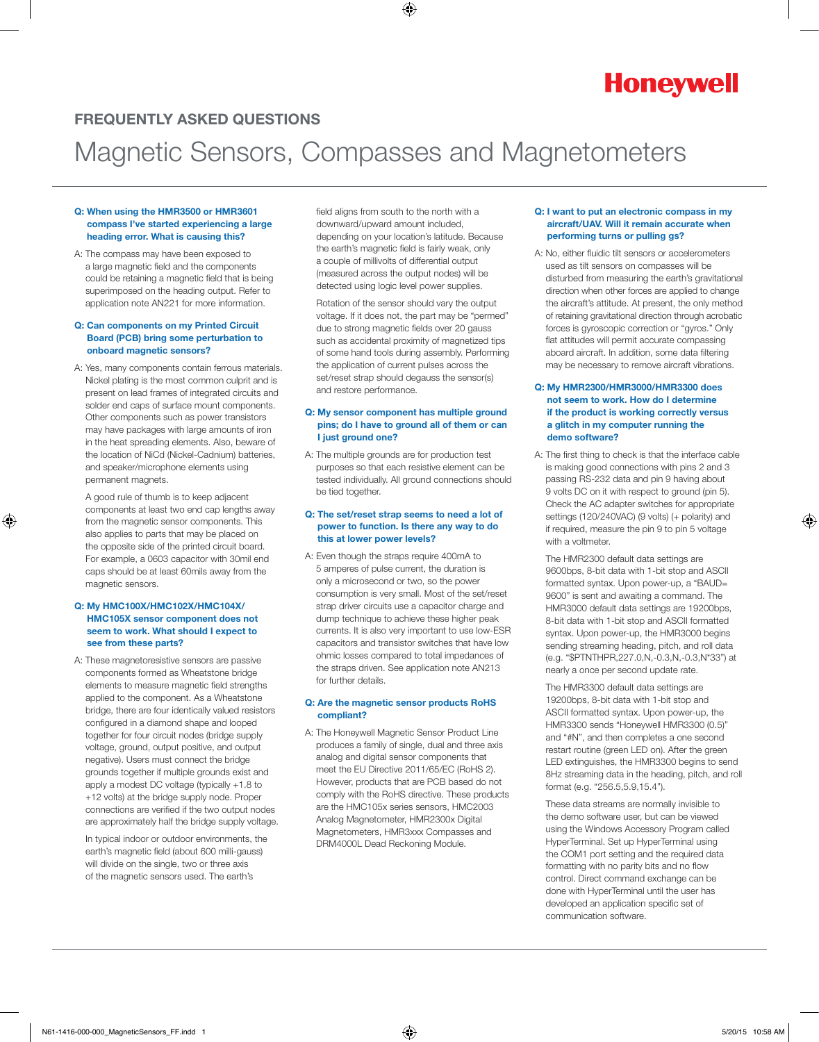Honeywell

## FREQUENTLY ASKED QUESTIONS

# Magnetic Sensors, Compasses and Magnetometers

**Q: When using the HMR3500 or HMR3601 compass I've started experiencing a large heading error. What is causing this?**

A: The compass may have been exposed to a large magnetic field and the components could be retaining a magnetic field that is being superimposed on the heading output. Refer to application note AN221 for more information.

**Q: Can components on my Printed Circuit Board (PCB) bring some perturbation to onboard magnetic sensors?**

A: Yes, many components contain ferrous materials. Nickel plating is the most common culprit and is present on lead frames of integrated circuits and solder end caps of surface mount components. Other components such as power transistors may have packages with large amounts of iron in the heat spreading elements. Also, beware of the location of NiCd (Nickel-Cadmium) batteries, and speaker/microphone elements using permanent magnets.

A good rule of thumb is to keep adjacent components at least two end cap lengths away from the magnetic sensor components. This also applies to parts that may be placed on the opposite side of the printed circuit board. For example, a 0603 capacitor with 30mil end caps should be at least 60mils away from the magnetic sensors.

**Q: My HMC100X/HMC102X/HMC104X/HMC105X sensor component does not seem to work. What should I expect to see from these parts?**

A: These magnetoresistive sensors are passive components formed as Wheatstone bridge elements to measure magnetic field strengths applied to the component. As a Wheatstone bridge, there are four identically valued resistors configured in a diamond shape and looped together for four circuit nodes (bridge supply voltage, ground, output positive, and output negative). Users must connect the bridge grounds together if multiple grounds exist and apply a modest DC voltage (typically +1.8 to +12 volts) at the bridge supply node. Proper connections are verified if the two output nodes are approximately half the bridge supply voltage.

In typical indoor or outdoor environments, the earth's magnetic field (about 600 milli-gauss) will divide on the single, two or three axis of the magnetic sensors used. The earth's field aligns from south to the north with a downward/upward amount included, depending on your location's latitude. Because the earth's magnetic field is fairly weak, only a couple of millivolts of differential output (measured across the output nodes) will be detected using logic level power supplies.

Rotation of the sensor should vary the output voltage. If it does not, the part may be "permed" due to strong magnetic fields over 20 gauss such as accidental proximity of magnetized tips of some hand tools during assembly. Performing the application of current pulses across the set/reset strap should degauss the sensor(s) and restore performance.

**Q: My sensor component has multiple ground pins; do I have to ground all of them or can I just ground one?**

A: The multiple grounds are for production test purposes so that each resistive element can be tested individually. All ground connections should be tied together.

**Q: The set/reset strap seems to need a lot of power to function. Is there any way to do this at lower power levels?**

A: Even though the straps require 400mA to 5 amperes of pulse current, the duration is only a microsecond or two, so the power consumption is very small. Most of the set/reset strap driver circuits use a capacitor charge and dump technique to achieve these higher peak currents. It is also very important to use low-ESR capacitors and transistor switches that have low ohmic losses compared to total impedances of the straps driven. See application note AN213 for further details.

**Q: Are the magnetic sensor products RoHS compliant?**

A: The Honeywell Magnetic Sensor Product Line produces a family of single, dual and three axis analog and digital sensor components that meet the EU Directive 2011/65/EC (RoHS 2). However, products that are PCB based do not comply with the RoHS directive. These products are the HMC105x series sensors, HMC2003 Analog Magnetometer, HMR2300x Digital Magnetometers, HMR3xxx Compasses and DRM4000L Dead Reckoning Module.

**Q: I want to put an electronic compass in my aircraft/UAV. Will it remain accurate when performing turns or pulling gs?**

A: No, either fluidic tilt sensors or accelerometers used as tilt sensors on compasses will be disturbed from measuring the earth's gravitational direction when other forces are applied to change the aircraft's attitude. At present, the only method of retaining gravitational direction through acrobatic forces is gyroscopic correction or "gyros." Only flat attitudes will permit accurate compassing aboard aircraft. In addition, some data filtering may be necessary to remove aircraft vibrations.

**Q: My HMR2300/HMR3000/HMR3300 does not seem to work. How do I determine if the product is working correctly versus a glitch in my computer running the demo software?**

A: The first thing to check is that the interface cable is making good connections with pins 2 and 3 passing RS-232 data and pin 9 having about 9 volts DC on it with respect to ground (pin 5). Check the AC adapter switches for appropriate settings (120/240VAC) (9 volts) (+ polarity) and if required, measure the pin 9 to pin 5 voltage with a voltmeter.

The HMR2300 default data settings are 9600bps, 8-bit data with 1-bit stop and ASCII formatted syntax. Upon power-up, a "BAUD= 9600" is sent and awaiting a command. The HMR3000 default data settings are 19200bps, 8-bit data with 1-bit stop and ASCII formatted syntax. Upon power-up, the HMR3000 begins sending streaming heading, pitch, and roll data (e.g. "$PTNTHPR,227.0,N,-0.3,N,-0.3,N*33") at nearly a once per second update rate.

The HMR3300 default data settings are 19200bps, 8-bit data with 1-bit stop and ASCII formatted syntax. Upon power-up, the HMR3300 sends "Honeywell HMR3300 (0.5)" and "#N", and then completes a one second restart routine (green LED on). After the green LED extinguishes, the HMR3300 begins to send 8Hz streaming data in the heading, pitch, and roll format (e.g. "256.5,5.9,15.4").

These data streams are normally invisible to the demo software user, but can be viewed using the Windows Accessory Program called HyperTerminal. Set up HyperTerminal using the COM1 port setting and the required data formatting with no parity bits and no flow control. Direct command exchange can be done with HyperTerminal until the user has developed an application specific set of communication software.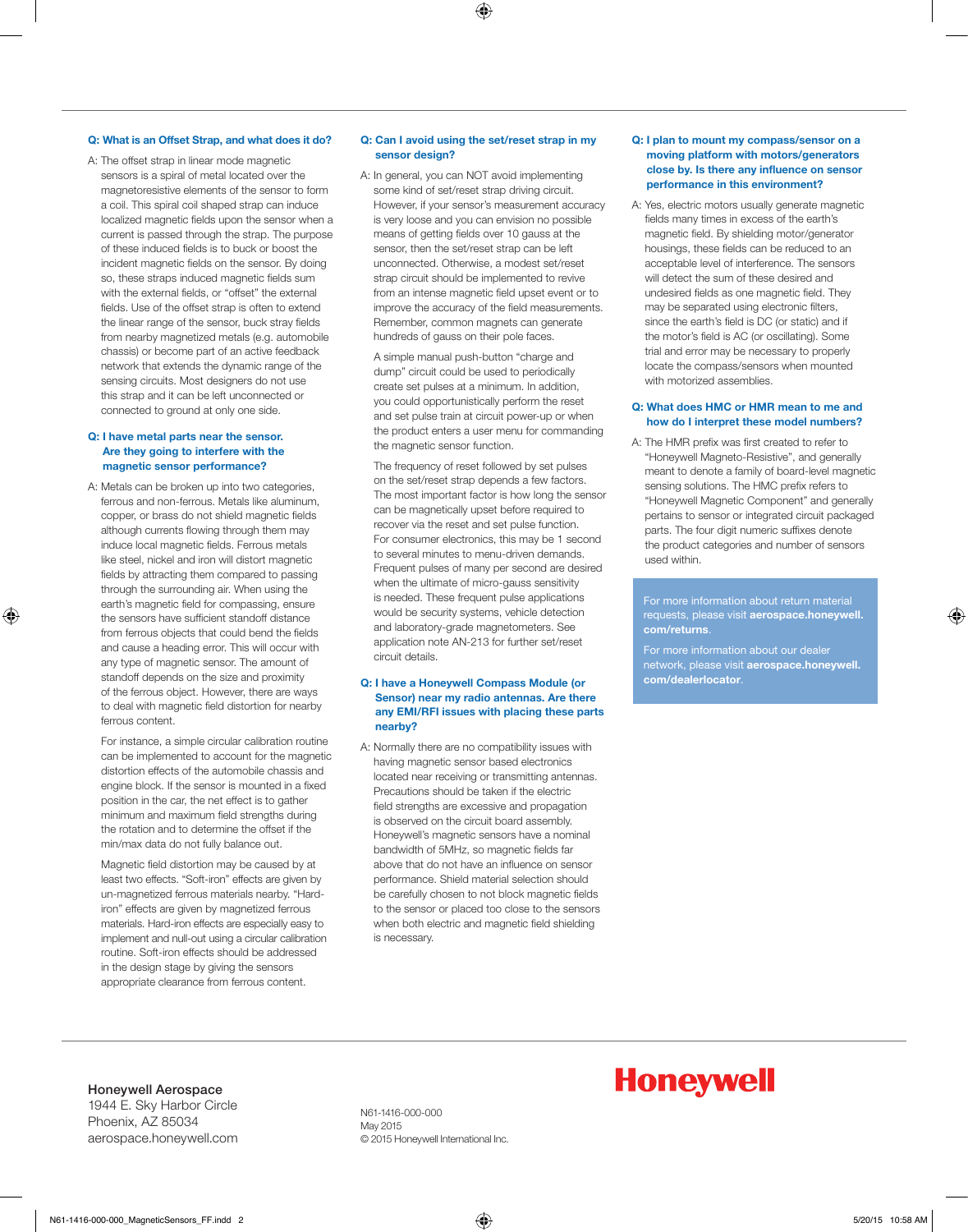**Q: What is an Offset Strap, and what does it do?**

A: The offset strap in linear mode magnetic sensors is a spiral of metal located over the magnetoresistive elements of the sensor to form a coil. This spiral coil shaped strap can induce localized magnetic fields upon the sensor when a current is passed through the strap. The purpose of these induced fields is to buck or boost the incident magnetic fields on the sensor. By doing so, these straps induced magnetic fields sum with the external fields, or "offset" the external fields. Use of the offset strap is often to extend the linear range of the sensor, buck stray fields from nearby magnetized metals (e.g. automobile chassis) or become part of an active feedback network that extends the dynamic range of the sensing circuits. Most designers do not use this strap and it can be left unconnected or connected to ground at only one side.

**Q: I have metal parts near the sensor. Are they going to interfere with the magnetic sensor performance?**

A: Metals can be broken up into two categories, ferrous and non-ferrous. Metals like aluminum, copper, or brass do not shield magnetic fields although currents flowing through them may induce local magnetic fields. Ferrous metals like steel, nickel and iron will distort magnetic fields by attracting them compared to passing through the surrounding air. When using the earth's magnetic field for compassing, ensure the sensors have sufficient standoff distance from ferrous objects that could bend the fields and cause a heading error. This will occur with any type of magnetic sensor. The amount of standoff depends on the size and proximity of the ferrous object. However, there are ways to deal with magnetic field distortion for nearby ferrous content.

For instance, a simple circular calibration routine can be implemented to account for the magnetic distortion effects of the automobile chassis and engine block. If the sensor is mounted in a fixed position in the car, the net effect is to gather minimum and maximum field strengths during the rotation and to determine the offset if the min/max data do not fully balance out.

Magnetic field distortion may be caused by at least two effects. "Soft-iron" effects are given by un-magnetized ferrous materials nearby. "Hard-iron" effects are given by magnetized ferrous materials. Hard-iron effects are especially easy to implement and null-out using a circular calibration routine. Soft-iron effects should be addressed in the design stage by giving the sensors appropriate clearance from ferrous content.

**Q: Can I avoid using the set/reset strap in my sensor design?**

A: In general, you can NOT avoid implementing some kind of set/reset strap driving circuit. However, if your sensor's measurement accuracy is very loose and you can envision no possible means of getting fields over 10 gauss at the sensor, then the set/reset strap can be left unconnected. Otherwise, a modest set/reset strap circuit should be implemented to revive from an intense magnetic field upset event or to improve the accuracy of the field measurements. Remember, common magnets can generate hundreds of gauss on their pole faces.

A simple manual push-button "charge and dump" circuit could be used to periodically create set pulses at a minimum. In addition, you could opportunistically perform the reset and set pulse train at circuit power-up or when the product enters a user menu for commanding the magnetic sensor function.

The frequency of reset followed by set pulses on the set/reset strap depends a few factors. The most important factor is how long the sensor can be magnetically upset before required to recover via the reset and set pulse function. For consumer electronics, this may be 1 second to several minutes to menu-driven demands. Frequent pulses of many per second are desired when the ultimate of micro-gauss sensitivity is needed. These frequent pulse applications would be security systems, vehicle detection and laboratory-grade magnetometers. See application note AN-213 for further set/reset circuit details.

**Q: I have a Honeywell Compass Module (or Sensor) near my radio antennas. Are there any EMI/RFI issues with placing these parts nearby?**

A: Normally there are no compatibility issues with having magnetic sensor based electronics located near receiving or transmitting antennas. Precautions should be taken if the electric field strengths are excessive and propagation is observed on the circuit board assembly. Honeywell's magnetic sensors have a nominal bandwidth of 5MHz, so magnetic fields far above that do not have an influence on sensor performance. Shield material selection should be carefully chosen to not block magnetic fields to the sensor or placed too close to the sensors when both electric and magnetic field shielding is necessary.

**Q: I plan to mount my compass/sensor on a moving platform with motors/generators close by. Is there any influence on sensor performance in this environment?**

A: Yes, electric motors usually generate magnetic fields many times in excess of the earth's magnetic field. By shielding motor/generator housings, these fields can be reduced to an acceptable level of interference. The sensors will detect the sum of these desired and undesired fields as one magnetic field. They may be separated using electronic filters, since the earth's field is DC (or static) and if the motor's field is AC (or oscillating). Some trial and error may be necessary to properly locate the compass/sensors when mounted with motorized assemblies.

**Q: What does HMC or HMR mean to me and how do I interpret these model numbers?**

A: The HMR prefix was first created to refer to "Honeywell Magneto-Resistive", and generally meant to denote a family of board-level magnetic sensing solutions. The HMC prefix refers to "Honeywell Magnetic Component" and generally pertains to sensor or integrated circuit packaged parts. The four digit numeric suffixes denote the product categories and number of sensors used within.

For more information about return material requests, please visit **aerospace.honeywell.com/returns**.

For more information about our dealer network, please visit **aerospace.honeywell.com/dealerlocator**.

**Honeywell Aerospace**
1944 E. Sky Harbor Circle
Phoenix, AZ 85034
aerospace.honeywell.com

N61-1416-000-000
May 2015
© 2015 Honeywell International Inc.

**Honeywell**